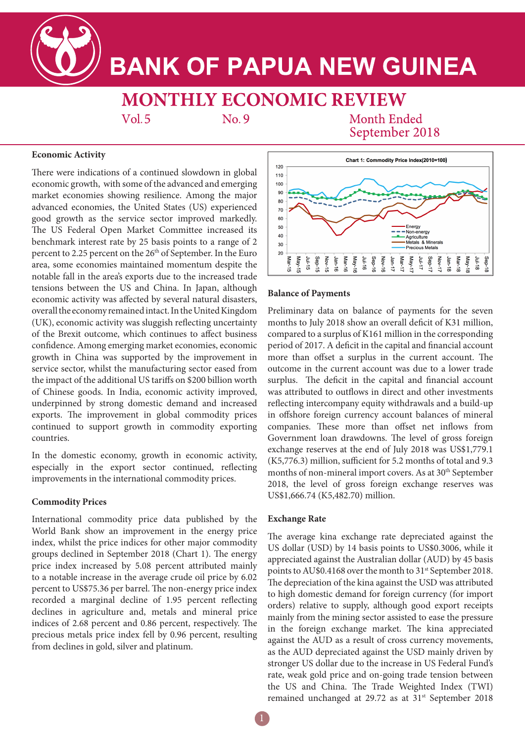# BANK OF PAPUA NEW GUINEA

## MONTHLY ECONOMIC REVIEW

Vol. 5 No. 9 Month Ended September 2018

### Economic Activity

There were indications of a continued slowdown in global economic growth, with some of the advanced and emerging market economies showing resilience. Among the major advanced economies, the United States (US) experienced good growth as the service sector improved markedly. The US Federal Open Market Committee increased its benchmark interest rate by 25 basis points to a range of 2 percent to 2.25 percent on the 26th of September. In the Euro area, some economies maintained momentum despite the notable fall in the area's exports due to the increased trade tensions between the US and China. In Japan, although economic activity was affected by several natural disasters, overall the economy remained intact. In the United Kingdom (UK), economic activity was sluggish reflecting uncertainty of the Brexit outcome, which continues to affect business confidence. Among emerging market economies, economic growth in China was supported by the improvement in service sector, whilst the manufacturing sector eased from the impact of the additional US tariffs on $200 billion worth of Chinese goods. In India, economic activity improved, underpinned by strong domestic demand and increased exports. The improvement in global commodity prices continued to support growth in commodity exporting countries.

In the domestic economy, growth in economic activity, especially in the export sector continued, reflecting improvements in the international commodity prices.

### Commodity Prices

International commodity price data published by the World Bank show an improvement in the energy price index, whilst the price indices for other major commodity groups declined in September 2018 (Chart 1). The energy price index increased by 5.08 percent attributed mainly to a notable increase in the average crude oil price by 6.02 percent to US$75.36 per barrel. The non-energy price index recorded a marginal decline of 1.95 percent reflecting declines in agriculture and, metals and mineral price indices of 2.68 percent and 0.86 percent, respectively. The precious metals price index fell by 0.96 percent, resulting from declines in gold, silver and platinum.

**Chart 1: Commodity Price Index(2010=100)**

### Balance of Payments

Preliminary data on balance of payments for the seven months to July 2018 show an overall deficit of K31 million, compared to a surplus of K161 million in the corresponding period of 2017. A deficit in the capital and financial account more than offset a surplus in the current account. The outcome in the current account was due to a lower trade surplus. The deficit in the capital and financial account was attributed to outflows in direct and other investments reflecting intercompany equity withdrawals and a build-up in offshore foreign currency account balances of mineral companies. These more than offset net inflows from Government loan drawdowns. The level of gross foreign exchange reserves at the end of July 2018 was US$1,779.1 (K5,776.3) million, sufficient for 5.2 months of total and 9.3 months of non-mineral import covers. As at 30th September 2018, the level of gross foreign exchange reserves was US$1,666.74 (K5,482.70) million.

### Exchange Rate

The average kina exchange rate depreciated against the US dollar (USD) by 14 basis points to US$0.3006, while it appreciated against the Australian dollar (AUD) by 45 basis points to AU$0.4168 over the month to 31st September 2018. The depreciation of the kina against the USD was attributed to high domestic demand for foreign currency (for import orders) relative to supply, although good export receipts mainly from the mining sector assisted to ease the pressure in the foreign exchange market. The kina appreciated against the AUD as a result of cross currency movements, as the AUD depreciated against the USD mainly driven by stronger US dollar due to the increase in US Federal Fund's rate, weak gold price and on-going trade tension between the US and China. The Trade Weighted Index (TWI) remained unchanged at 29.72 as at 31st September 2018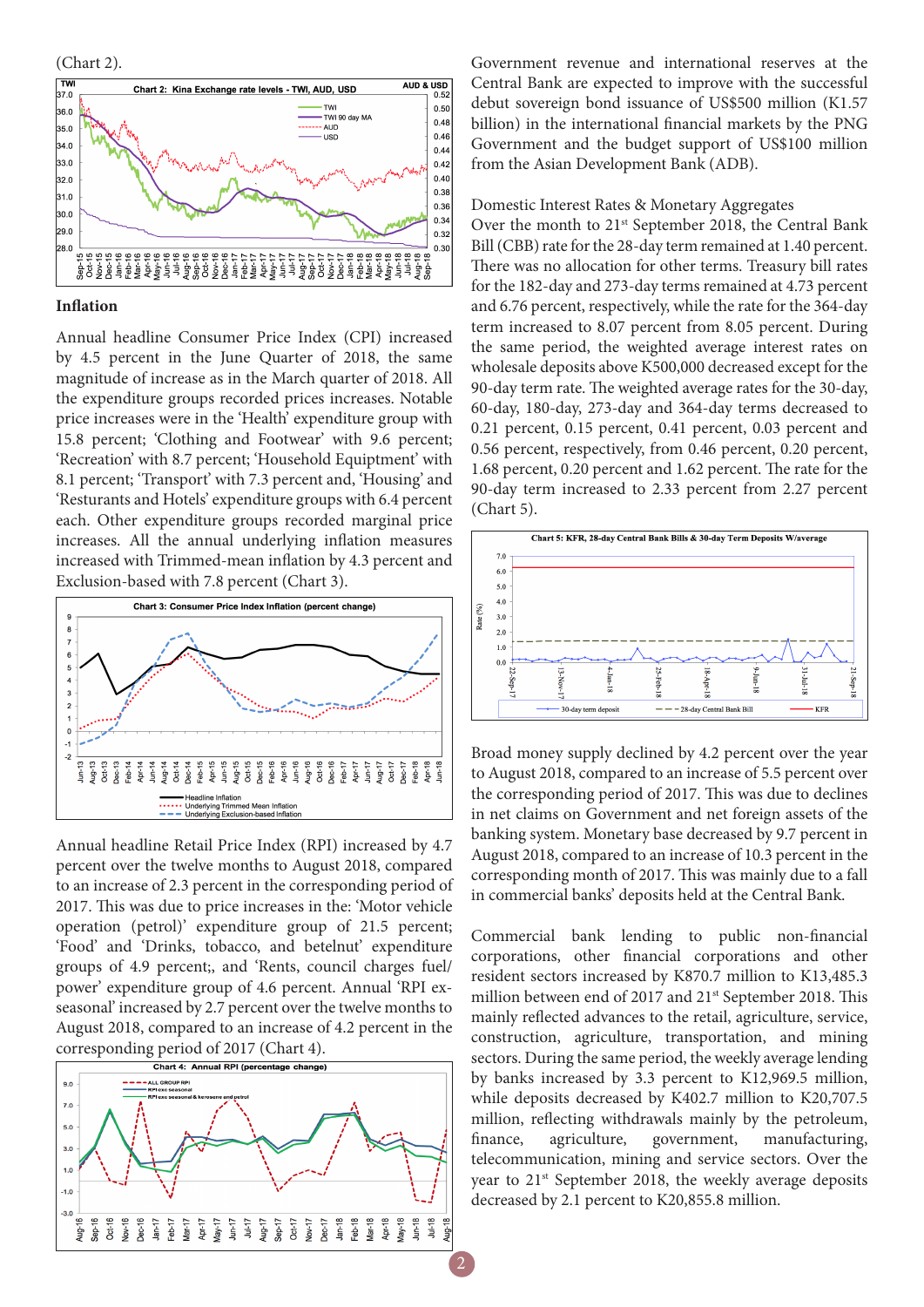(Chart 2).

## Inflation

Annual headline Consumer Price Index (CPI) increased by 4.5 percent in the June Quarter of 2018, the same magnitude of increase as in the March quarter of 2018. All the expenditure groups recorded prices increases. Notable price increases were in the 'Health' expenditure group with 15.8 percent; 'Clothing and Footwear' with 9.6 percent; 'Recreation' with 8.7 percent; 'Household Equiptment' with 8.1 percent; 'Transport' with 7.3 percent and, 'Housing' and 'Resturants and Hotels' expenditure groups with 6.4 percent each. Other expenditure groups recorded marginal price increases. All the annual underlying inflation measures increased with Trimmed-mean inflation by 4.3 percent and Exclusion-based with 7.8 percent (Chart 3).

Annual headline Retail Price Index (RPI) increased by 4.7 percent over the twelve months to August 2018, compared to an increase of 2.3 percent in the corresponding period of 2017. This was due to price increases in the: 'Motor vehicle operation (petrol)' expenditure group of 21.5 percent; 'Food' and 'Drinks, tobacco, and betelnut' expenditure groups of 4.9 percent;, and 'Rents, council charges fuel/power' expenditure group of 4.6 percent. Annual 'RPI ex-seasonal' increased by 2.7 percent over the twelve months to August 2018, compared to an increase of 4.2 percent in the corresponding period of 2017 (Chart 4).

Government revenue and international reserves at the Central Bank are expected to improve with the successful debut sovereign bond issuance of US$500 million (K1.57 billion) in the international financial markets by the PNG Government and the budget support of US$100 million from the Asian Development Bank (ADB).

## Domestic Interest Rates & Monetary Aggregates

Over the month to 21st September 2018, the Central Bank Bill (CBB) rate for the 28-day term remained at 1.40 percent. There was no allocation for other terms. Treasury bill rates for the 182-day and 273-day terms remained at 4.73 percent and 6.76 percent, respectively, while the rate for the 364-day term increased to 8.07 percent from 8.05 percent. During the same period, the weighted average interest rates on wholesale deposits above K500,000 decreased except for the 90-day term rate. The weighted average rates for the 30-day, 60-day, 180-day, 273-day and 364-day terms decreased to 0.21 percent, 0.15 percent, 0.41 percent, 0.03 percent and 0.56 percent, respectively, from 0.46 percent, 0.20 percent, 1.68 percent, 0.20 percent and 1.62 percent. The rate for the 90-day term increased to 2.33 percent from 2.27 percent (Chart 5).

Broad money supply declined by 4.2 percent over the year to August 2018, compared to an increase of 5.5 percent over the corresponding period of 2017. This was due to declines in net claims on Government and net foreign assets of the banking system. Monetary base decreased by 9.7 percent in August 2018, compared to an increase of 10.3 percent in the corresponding month of 2017. This was mainly due to a fall in commercial banks' deposits held at the Central Bank.

Commercial bank lending to public non-financial corporations, other financial corporations and other resident sectors increased by K870.7 million to K13,485.3 million between end of 2017 and 21st September 2018. This mainly reflected advances to the retail, agriculture, service, construction, agriculture, transportation, and mining sectors. During the same period, the weekly average lending by banks increased by 3.3 percent to K12,969.5 million, while deposits decreased by K402.7 million to K20,707.5 million, reflecting withdrawals mainly by the petroleum, finance, agriculture, government, manufacturing, telecommunication, mining and service sectors. Over the year to 21st September 2018, the weekly average deposits decreased by 2.1 percent to K20,855.8 million.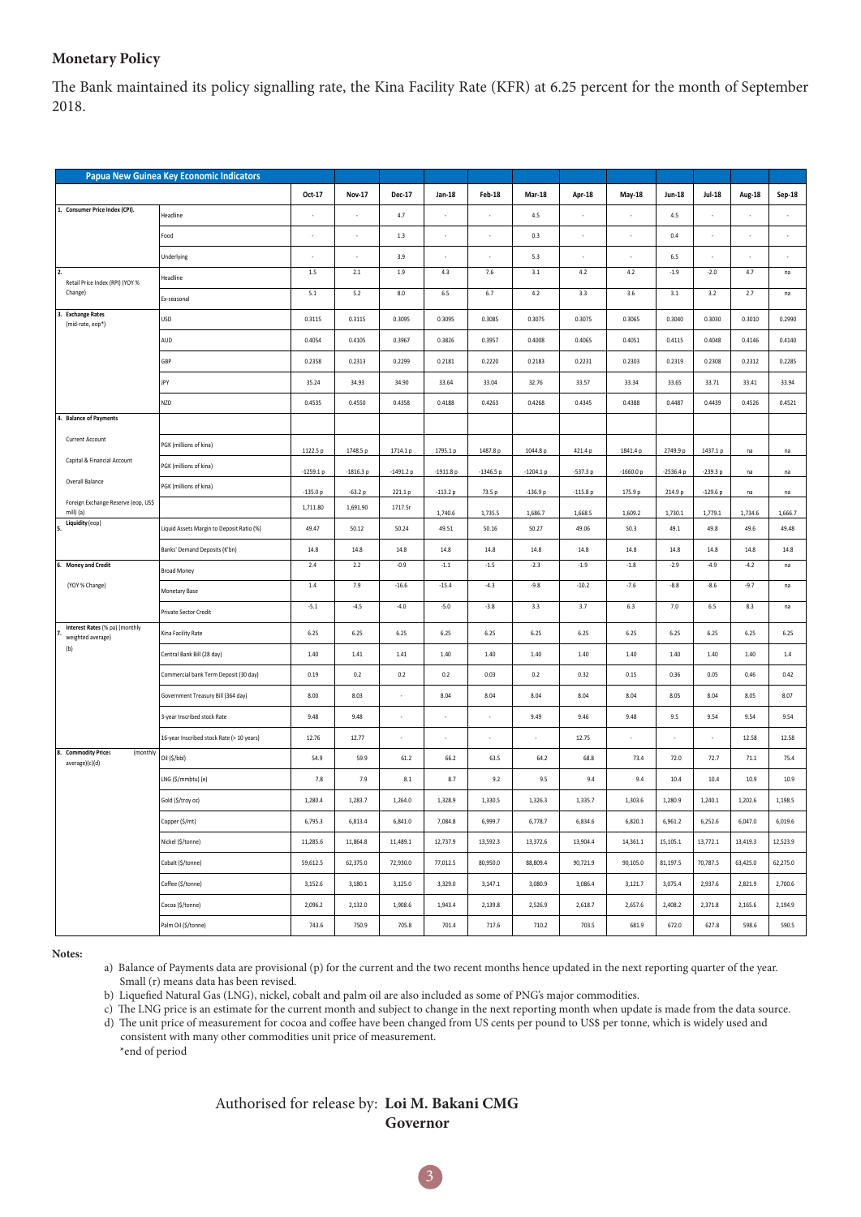## Monetary Policy

The Bank maintained its policy signalling rate, the Kina Facility Rate (KFR) at 6.25 percent for the month of September 2018.

| Papua New Guinea Key Economic Indicators | | | | | | | | | | | | | |
|---|---|---|---|---|---|---|---|---|---|---|---|---|---|
| | | Oct-17 | Nov-17 | Dec-17 | Jan-18 | Feb-18 | Mar-18 | Apr-18 | May-18 | Jun-18 | Jul-18 | Aug-18 | Sep-18 |
| 1. Consumer Price Index (CPI). | Headline | - | - | 4.7 | - | - | 4.5 | - | - | 4.5 | - | - | - |
| | Food | - | - | 1.3 | - | - | 0.3 | - | - | 0.4 | - | - | - |
| | Underlying | - | - | 3.9 | - | - | 5.3 | - | - | 6.5 | - | - | - |
| 2. Retail Price Index (RPI) (YOY % Change) | Headline | 1.5 | 2.1 | 1.9 | 4.3 | 7.6 | 3.1 | 4.2 | 4.2 | -1.9 | -2.0 | 4.7 | na |
| | Ex-seasonal | 5.1 | 5.2 | 8.0 | 6.5 | 6.7 | 4.2 | 3.3 | 3.6 | 3.1 | 3.2 | 2.7 | na |
| 3. Exchange Rates (mid-rate, eop*) | USD | 0.3115 | 0.3115 | 0.3095 | 0.3095 | 0.3085 | 0.3075 | 0.3075 | 0.3065 | 0.3040 | 0.3030 | 0.3010 | 0.2990 |
| | AUD | 0.4054 | 0.4105 | 0.3967 | 0.3826 | 0.3957 | 0.4008 | 0.4065 | 0.4051 | 0.4115 | 0.4048 | 0.4146 | 0.4140 |
| | GBP | 0.2358 | 0.2313 | 0.2299 | 0.2181 | 0.2220 | 0.2183 | 0.2231 | 0.2303 | 0.2319 | 0.2308 | 0.2312 | 0.2285 |
| | JPY | 35.24 | 34.93 | 34.90 | 33.64 | 33.04 | 32.76 | 33.57 | 33.34 | 33.65 | 33.71 | 33.41 | 33.94 |
| | NZD | 0.4535 | 0.4550 | 0.4358 | 0.4188 | 0.4263 | 0.4268 | 0.4345 | 0.4388 | 0.4487 | 0.4439 | 0.4526 | 0.4521 |
| 4. Balance of Payments | | | | | | | | | | | | | |
| Current Account | PGK (millions of kina) | 1122.5 p | 1748.5 p | 1714.1 p | 1795.1 p | 1487.8 p | 1044.8 p | 421.4 p | 1841.4 p | 2749.9 p | 1437.1 p | na | na |
| Capital & Financial Account | PGK (millions of kina) | -1259.1 p | -1816.3 p | -1491.2 p | -1911.8 p | -1346.5 p | -1204.1 p | -537.3 p | -1660.0 p | -2536.4 p | -239.3 p | na | na |
| Overall Balance | PGK (millions of kina) | -135.0 p | -63.2 p | 221.1 p | -113.2 p | 73.5 p | -136.9 p | -115.8 p | 175.9 p | 214.9 p | -129.6 p | na | na |
| Foreign Exchange Reserve (eop, US$ mill) (a) | | 1,711.80 | 1,691.90 | 1717.5r | 1,740.6 | 1,735.5 | 1,686.7 | 1,668.5 | 1,609.2 | 1,730.1 | 1,779.1 | 1,734.6 | 1,666.7 |
| 5. Liquidity (eop) | Liquid Assets Margin to Deposit Ratio (%) | 49.47 | 50.12 | 50.24 | 49.51 | 50.16 | 50.27 | 49.06 | 50.3 | 49.1 | 49.8 | 49.6 | 49.48 |
| | Banks' Demand Deposits (K'bn) | 14.8 | 14.8 | 14.8 | 14.8 | 14.8 | 14.8 | 14.8 | 14.8 | 14.8 | 14.8 | 14.8 | 14.8 |
| 6. Money and Credit | Broad Money | 2.4 | 2.2 | -0.9 | -1.1 | -1.5 | -2.3 | -1.9 | -1.8 | -2.9 | -4.9 | -4.2 | na |
| (YOY % Change) | Monetary Base | 1.4 | 7.9 | -16.6 | -15.4 | -4.3 | -9.8 | -10.2 | -7.6 | -8.8 | -8.6 | -9.7 | na |
| | Private Sector Credit | -5.1 | -4.5 | -4.0 | -5.0 | -3.8 | 3.3 | 3.7 | 6.3 | 7.0 | 6.5 | 8.3 | na |
| 7. Interest Rates (% pa) (monthly weighted average) (b) | Kina Facility Rate | 6.25 | 6.25 | 6.25 | 6.25 | 6.25 | 6.25 | 6.25 | 6.25 | 6.25 | 6.25 | 6.25 | 6.25 |
| | Central Bank Bill (28 day) | 1.40 | 1.41 | 1.41 | 1.40 | 1.40 | 1.40 | 1.40 | 1.40 | 1.40 | 1.40 | 1.40 | 1.4 |
| | Commercial bank Term Deposit (30 day) | 0.19 | 0.2 | 0.2 | 0.2 | 0.03 | 0.2 | 0.32 | 0.15 | 0.36 | 0.05 | 0.46 | 0.42 |
| | Government Treasury Bill (364 day) | 8.00 | 8.03 | - | 8.04 | 8.04 | 8.04 | 8.04 | 8.04 | 8.05 | 8.04 | 8.05 | 8.07 |
| | 3-year Inscribed stock Rate | 9.48 | 9.48 | - | - | - | 9.49 | 9.46 | 9.48 | 9.5 | 9.54 | 9.54 | 9.54 |
| | 16-year Inscribed stock Rate (> 10 years) | 12.76 | 12.77 | - | - | - | - | 12.75 | - | - | - | 12.58 | 12.58 |
| 8. Commodity Prices (monthly average)(c)(d) | Oil ($/bbl) | 54.9 | 59.9 | 61.2 | 66.2 | 63.5 | 64.2 | 68.8 | 73.4 | 72.0 | 72.7 | 71.1 | 75.4 |
| | LNG ($/mmbtu) (e) | 7.8 | 7.9 | 8.1 | 8.7 | 9.2 | 9.5 | 9.4 | 9.4 | 10.4 | 10.4 | 10.9 | 10.9 |
| | Gold ($/troy oz) | 1,280.4 | 1,283.7 | 1,264.0 | 1,328.9 | 1,330.5 | 1,326.3 | 1,335.7 | 1,303.6 | 1,280.9 | 1,240.1 | 1,202.6 | 1,198.5 |
| | Copper ($/mt) | 6,795.3 | 6,813.4 | 6,841.0 | 7,084.8 | 6,999.7 | 6,778.7 | 6,834.6 | 6,820.1 | 6,961.2 | 6,252.6 | 6,047.0 | 6,019.6 |
| | Nickel ($/tonne) | 11,285.6 | 11,864.8 | 11,489.1 | 12,737.9 | 13,592.3 | 13,372.6 | 13,904.4 | 14,361.1 | 15,105.1 | 13,772.1 | 13,419.3 | 12,523.9 |
| | Cobalt ($/tonne) | 59,612.5 | 62,375.0 | 72,930.0 | 77,012.5 | 80,950.0 | 88,809.4 | 90,721.9 | 90,105.0 | 81,197.5 | 70,787.5 | 63,425.0 | 62,275.0 |
| | Coffee ($/tonne) | 3,152.6 | 3,180.1 | 3,125.0 | 3,329.0 | 3,147.1 | 3,080.9 | 3,086.4 | 3,121.7 | 3,075.4 | 2,937.6 | 2,821.9 | 2,700.6 |
| | Cocoa ($/tonne) | 2,096.2 | 2,132.0 | 1,908.6 | 1,943.4 | 2,139.8 | 2,526.9 | 2,618.7 | 2,657.6 | 2,408.2 | 2,371.8 | 2,165.6 | 2,194.9 |
| | Palm Oil ($/tonne) | 743.6 | 750.9 | 705.8 | 701.4 | 717.6 | 710.2 | 703.5 | 681.9 | 672.0 | 627.8 | 598.6 | 590.5 |

**Notes:**

a) Balance of Payments data are provisional (p) for the current and the two recent months hence updated in the next reporting quarter of the year. Small (r) means data has been revised.

b) Liquefied Natural Gas (LNG), nickel, cobalt and palm oil are also included as some of PNG's major commodities.

c) The LNG price is an estimate for the current month and subject to change in the next reporting month when update is made from the data source.

d) The unit price of measurement for cocoa and coffee have been changed from US cents per pound to US$ per tonne, which is widely used and consistent with many other commodities unit price of measurement.

*end of period

Authorised for release by: **Loi M. Bakani CMG**
**Governor**